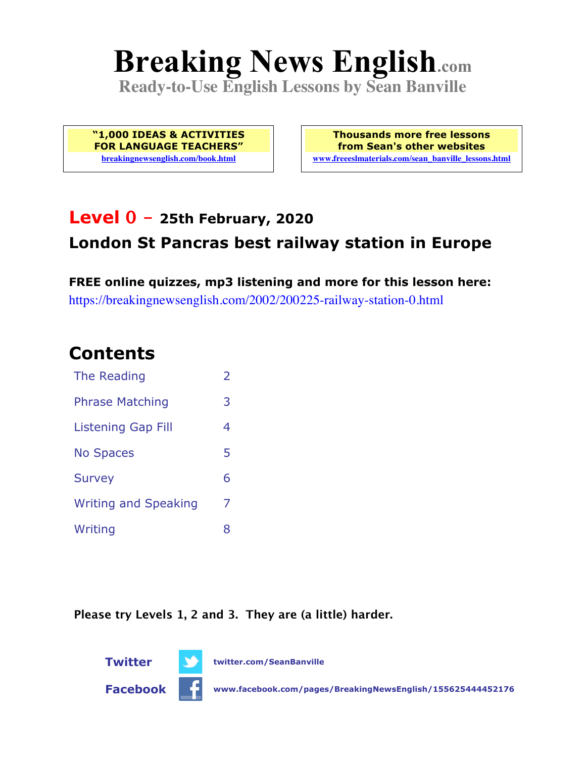# Breaking News English.com

**Ready-to-Use English Lessons by Sean Banville**

**"1,000 IDEAS & ACTIVITIES FOR LANGUAGE TEACHERS"**
breakingnewsenglish.com/book.html

**Thousands more free lessons from Sean's other websites**
www.freeeslmaterials.com/sean_banville_lessons.html

## Level 0 – 25th February, 2020

## London St Pancras best railway station in Europe

**FREE online quizzes, mp3 listening and more for this lesson here:**
https://breakingnewsenglish.com/2002/200225-railway-station-0.html

## Contents

| | |
|---|---|
| The Reading | 2 |
| Phrase Matching | 3 |
| Listening Gap Fill | 4 |
| No Spaces | 5 |
| Survey | 6 |
| Writing and Speaking | 7 |
| Writing | 8 |

**Please try Levels 1, 2 and 3. They are (a little) harder.**

**Twitter** twitter.com/SeanBanville

**Facebook** www.facebook.com/pages/BreakingNewsEnglish/155625444452176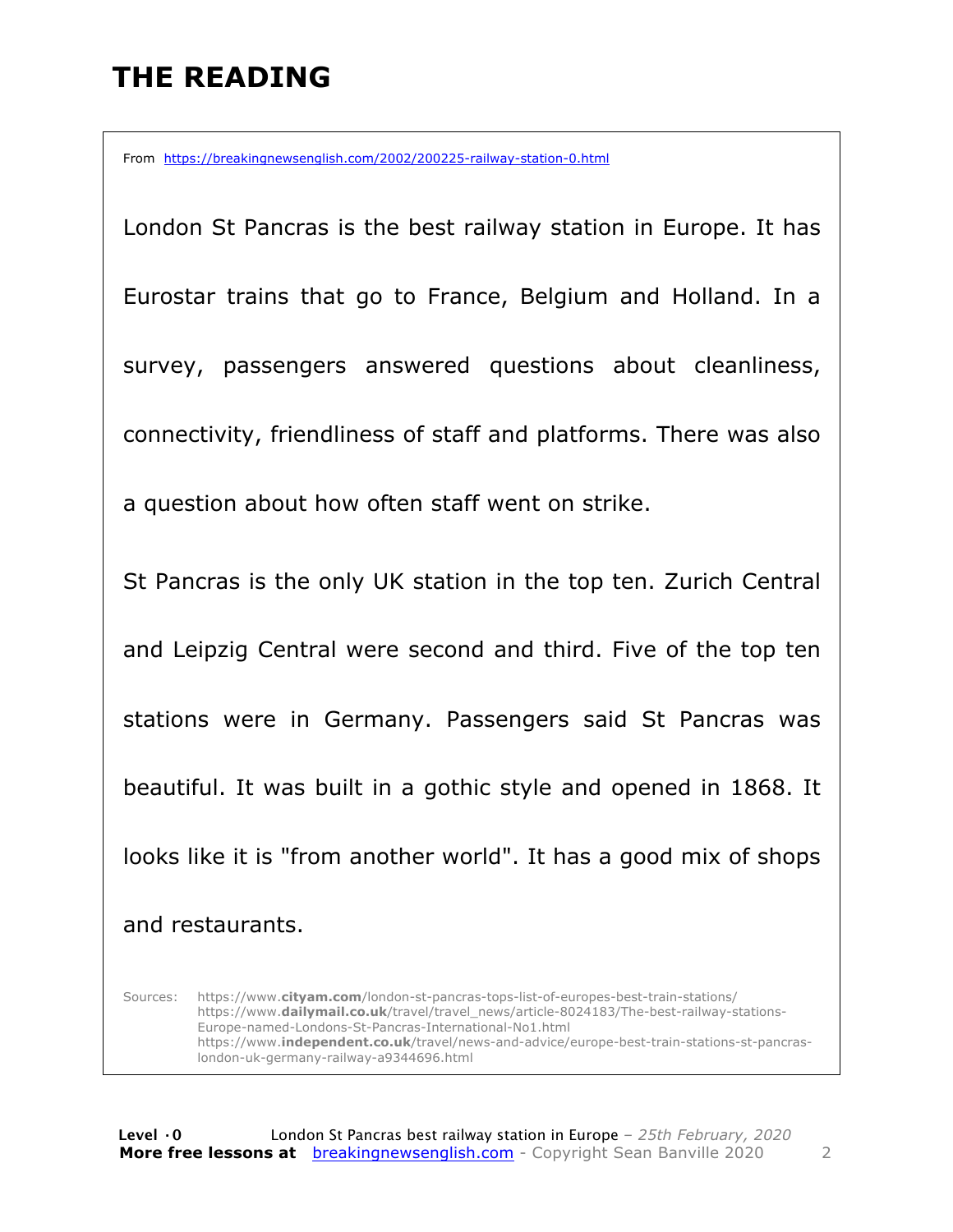# THE READING

From https://breakingnewsenglish.com/2002/200225-railway-station-0.html

London St Pancras is the best railway station in Europe. It has Eurostar trains that go to France, Belgium and Holland. In a survey, passengers answered questions about cleanliness, connectivity, friendliness of staff and platforms. There was also a question about how often staff went on strike.

St Pancras is the only UK station in the top ten. Zurich Central and Leipzig Central were second and third. Five of the top ten stations were in Germany. Passengers said St Pancras was beautiful. It was built in a gothic style and opened in 1868. It looks like it is "from another world". It has a good mix of shops and restaurants.

Sources: https://www.**cityam.com**/london-st-pancras-tops-list-of-europes-best-train-stations/
https://www.**dailymail.co.uk**/travel/travel_news/article-8024183/The-best-railway-stations-Europe-named-Londons-St-Pancras-International-No1.html
https://www.**independent.co.uk**/travel/news-and-advice/europe-best-train-stations-st-pancras-london-uk-germany-railway-a9344696.html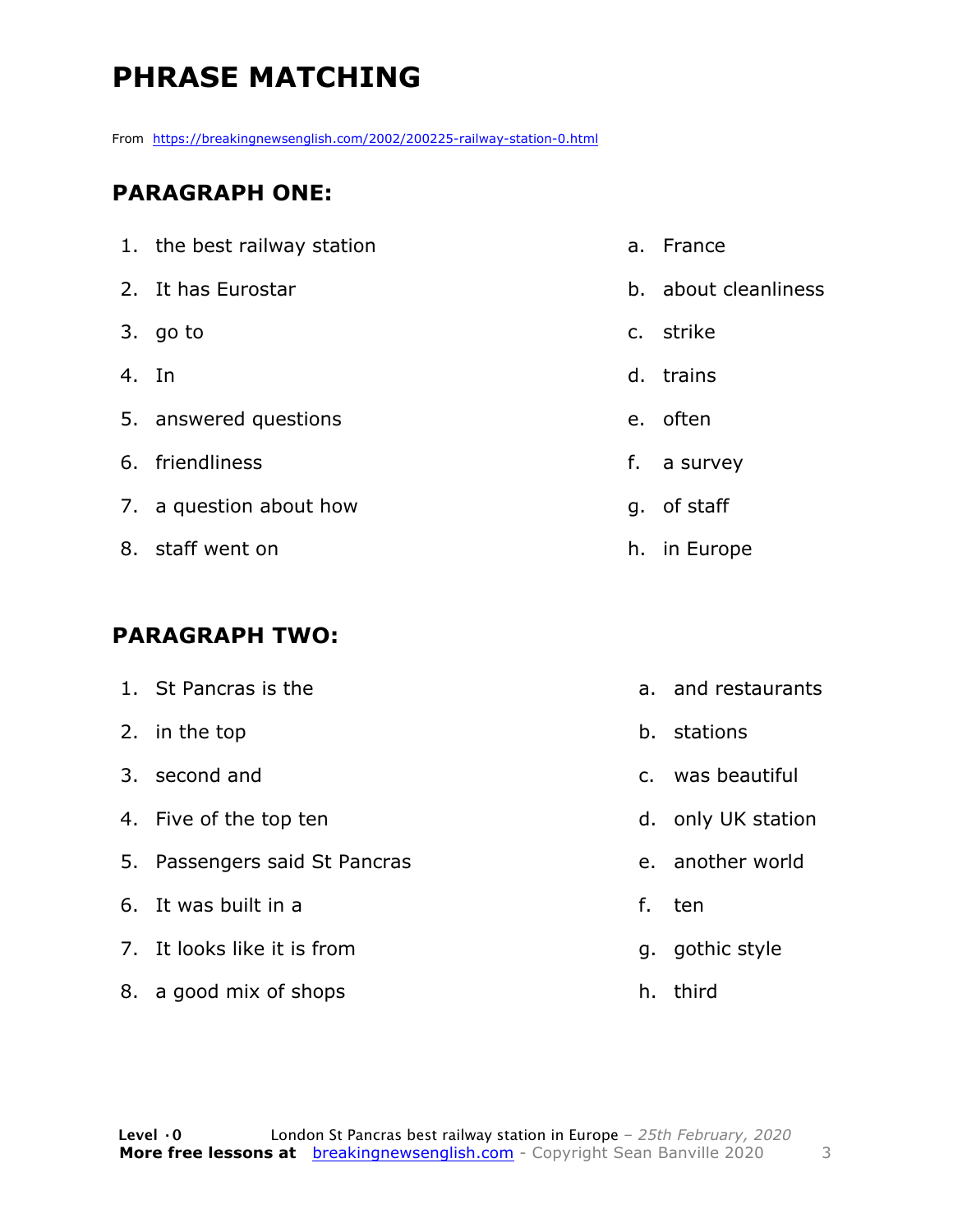# PHRASE MATCHING

From https://breakingnewsenglish.com/2002/200225-railway-station-0.html

## PARAGRAPH ONE:

1. the best railway station
2. It has Eurostar
3. go to
4. In
5. answered questions
6. friendliness
7. a question about how
8. staff went on

a. France
b. about cleanliness
c. strike
d. trains
e. often
f. a survey
g. of staff
h. in Europe

## PARAGRAPH TWO:

1. St Pancras is the
2. in the top
3. second and
4. Five of the top ten
5. Passengers said St Pancras
6. It was built in a
7. It looks like it is from
8. a good mix of shops

a. and restaurants
b. stations
c. was beautiful
d. only UK station
e. another world
f. ten
g. gothic style
h. third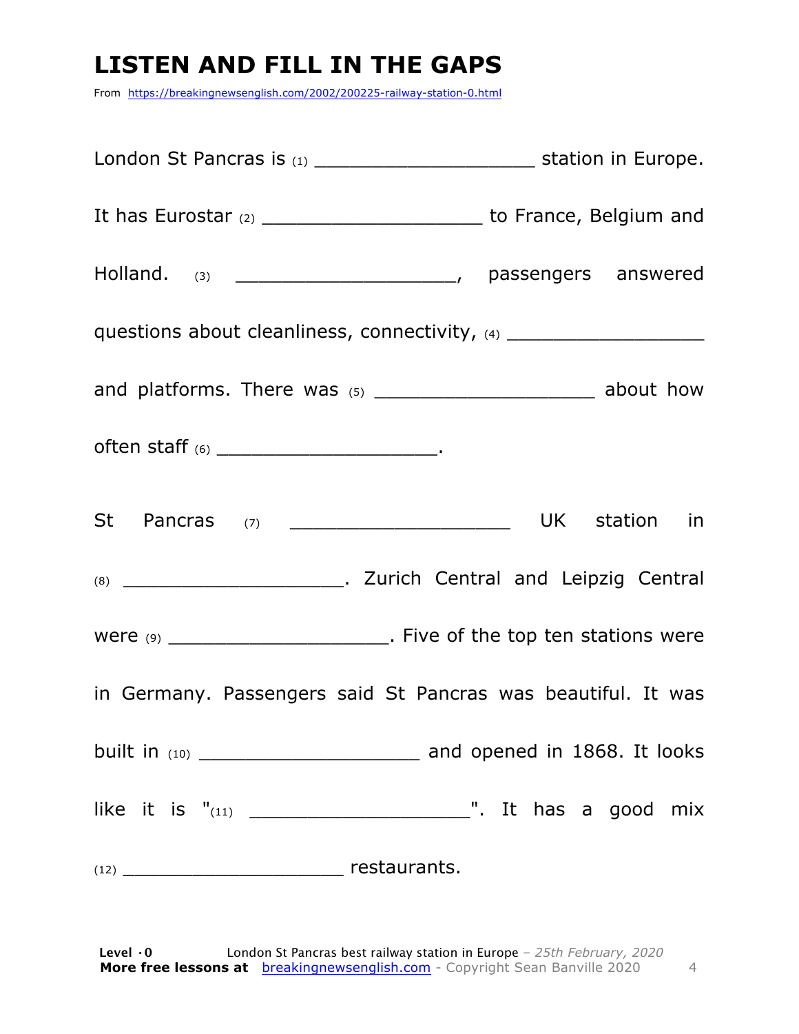# LISTEN AND FILL IN THE GAPS

From https://breakingnewsenglish.com/2002/200225-railway-station-0.html

London St Pancras is (1) ____________________ station in Europe. It has Eurostar (2) ____________________ to France, Belgium and Holland. (3) ____________________, passengers answered questions about cleanliness, connectivity, (4) ____________________ and platforms. There was (5) ____________________ about how often staff (6) ____________________.

St Pancras (7) ____________________ UK station in (8) ____________________. Zurich Central and Leipzig Central were (9) ____________________. Five of the top ten stations were in Germany. Passengers said St Pancras was beautiful. It was built in (10) ____________________ and opened in 1868. It looks like it is "(11) ____________________". It has a good mix (12) ____________________ restaurants.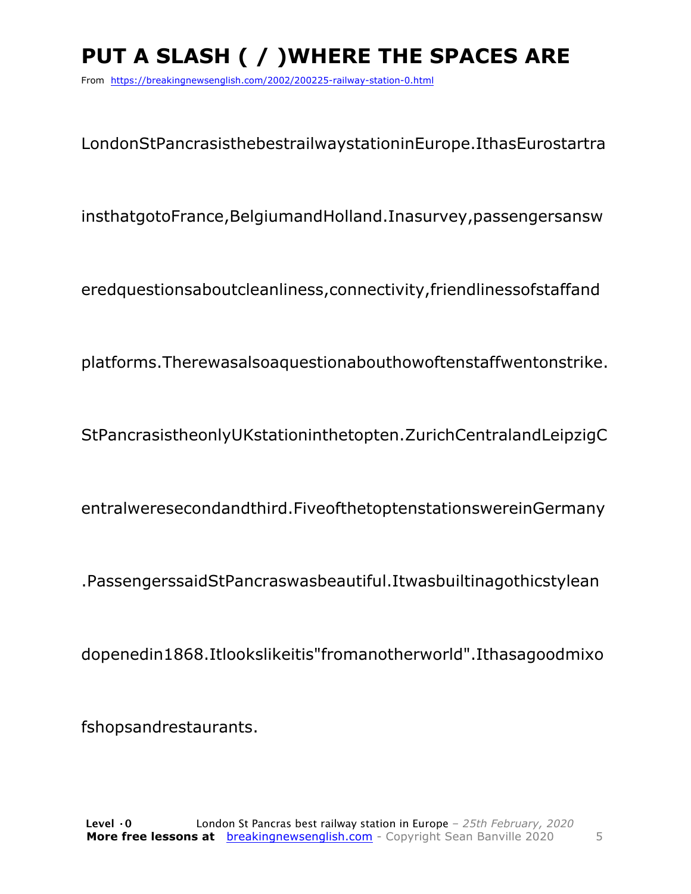# PUT A SLASH ( / )WHERE THE SPACES ARE

From https://breakingnewsenglish.com/2002/200225-railway-station-0.html

LondonStPancrasisthebestrailwaystationinEurope.IthasEurostartra

insthatgotoFrance,BelgiumandHolland.Inasurvey,passengersansw

eredquestionsaboutcleanliness,connectivity,friendlinessofstaffand

platforms.Therewasalsoaquestionabouthowoftenstaffwentonstrike.

StPancrasistheonlyUKstationinthetopten.ZurichCentralandLeipzigC

entralweresecondandthird.FiveofthetoptenstationswereinGermany

.PassengerssaidStPancraswasbeautiful.Itwasbuiltinagothicstylean

dopenedin1868.Itlookslikeitis"fromanotherworld".Ithasagoodmixo

fshopsandrestaurants.

**Level ·0** London St Pancras best railway station in Europe – *25th February, 2020*
**More free lessons at** breakingnewsenglish.com - Copyright Sean Banville 2020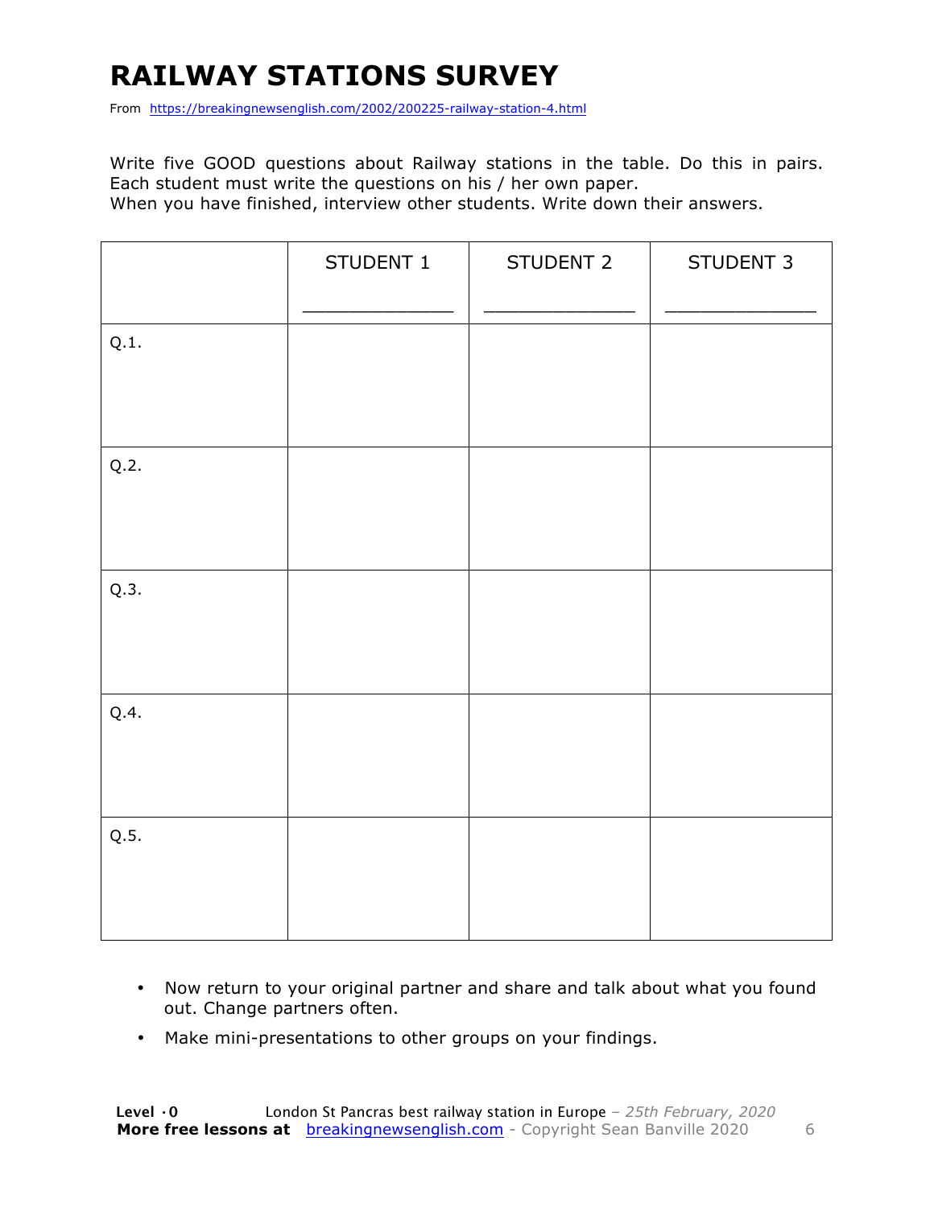# RAILWAY STATIONS SURVEY

From https://breakingnewsenglish.com/2002/200225-railway-station-4.html

Write five GOOD questions about Railway stations in the table. Do this in pairs. Each student must write the questions on his / her own paper.
When you have finished, interview other students. Write down their answers.

| | STUDENT 1<br>_____________ | STUDENT 2<br>_____________ | STUDENT 3<br>_____________ |
|---|---|---|---|
| Q.1. | | | |
| Q.2. | | | |
| Q.3. | | | |
| Q.4. | | | |
| Q.5. | | | |

- Now return to your original partner and share and talk about what you found out. Change partners often.
- Make mini-presentations to other groups on your findings.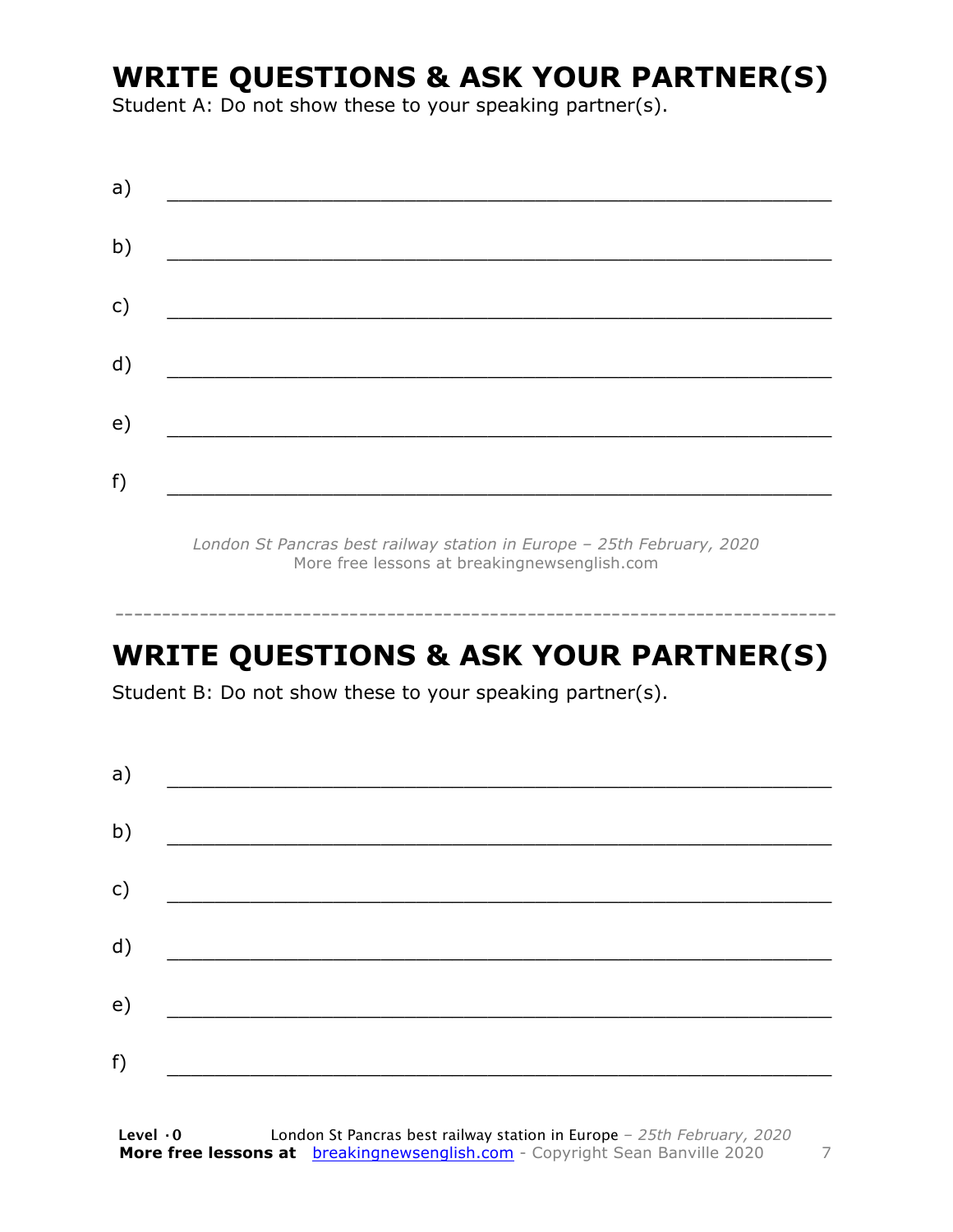## WRITE QUESTIONS & ASK YOUR PARTNER(S)

Student A: Do not show these to your speaking partner(s).

a) ___________________________________________________________

b) ___________________________________________________________

c) ___________________________________________________________

d) ___________________________________________________________

e) ___________________________________________________________

f) ___________________________________________________________

*London St Pancras best railway station in Europe – 25th February, 2020*
More free lessons at breakingnewsenglish.com

---

## WRITE QUESTIONS & ASK YOUR PARTNER(S)

Student B: Do not show these to your speaking partner(s).

a) ___________________________________________________________

b) ___________________________________________________________

c) ___________________________________________________________

d) ___________________________________________________________

e) ___________________________________________________________

f) ___________________________________________________________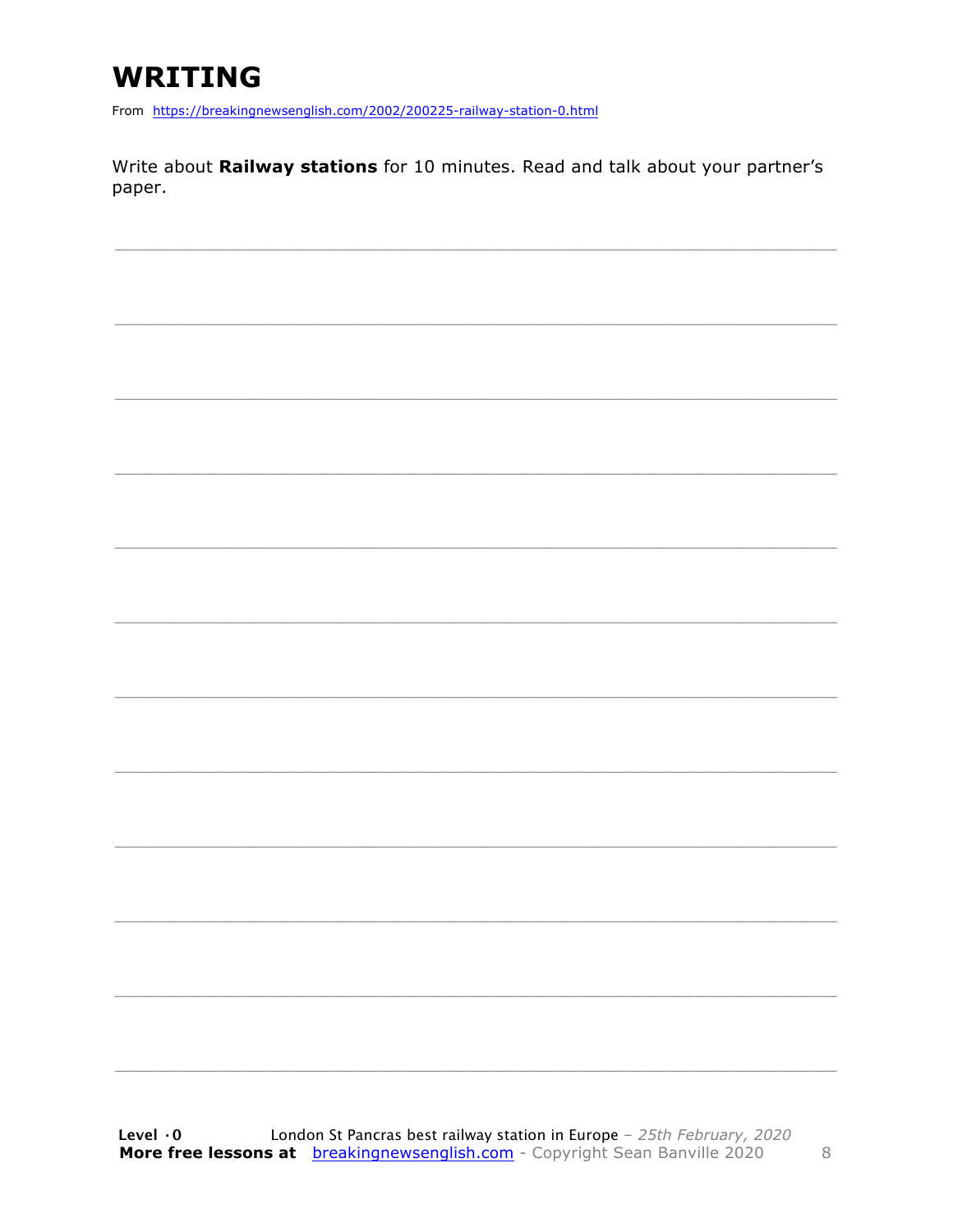# WRITING

From https://breakingnewsenglish.com/2002/200225-railway-station-0.html

Write about **Railway stations** for 10 minutes. Read and talk about your partner's paper.

___________________________________________________________________________

___________________________________________________________________________

___________________________________________________________________________

___________________________________________________________________________

___________________________________________________________________________

___________________________________________________________________________

___________________________________________________________________________

___________________________________________________________________________

___________________________________________________________________________

___________________________________________________________________________

___________________________________________________________________________

___________________________________________________________________________